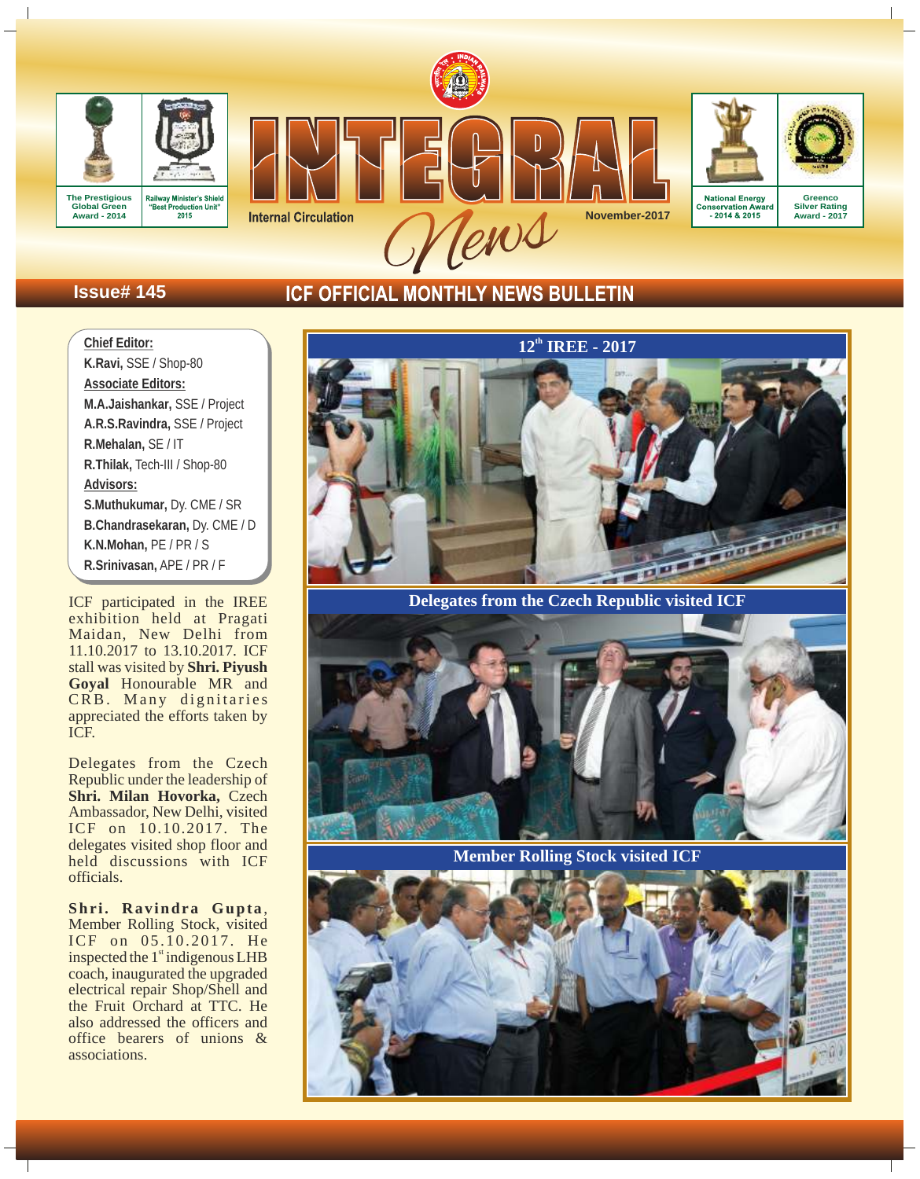The Prestigious Global Green Award - 2014

Railway Minister's Shield "Best Production Unit" 2015

# INTEGRAL News

Internal Circulation

November-2017

National Energy Conservation Award - 2014 & 2015

Greenco Silver Rating Award - 2017

Issue# 145

## ICF OFFICIAL MONTHLY NEWS BULLETIN

**Chief Editor:**
**K.Ravi,** SSE / Shop-80

**Associate Editors:**
**M.A.Jaishankar,** SSE / Project
**A.R.S.Ravindra,** SSE / Project
**R.Mehalan,** SE / IT
**R.Thilak,** Tech-III / Shop-80

**Advisors:**
**S.Muthukumar,** Dy. CME / SR
**B.Chandrasekaran,** Dy. CME / D
**K.N.Mohan,** PE / PR / S
**R.Srinivasan,** APE / PR / F

ICF participated in the IREE exhibition held at Pragati Maidan, New Delhi from 11.10.2017 to 13.10.2017. ICF stall was visited by **Shri. Piyush Goyal** Honourable MR and CRB. Many dignitaries appreciated the efforts taken by ICF.

Delegates from the Czech Republic under the leadership of **Shri. Milan Hovorka,** Czech Ambassador, New Delhi, visited ICF on 10.10.2017. The delegates visited shop floor and held discussions with ICF officials.

**Shri. Ravindra Gupta**, Member Rolling Stock, visited ICF on 05.10.2017. He inspected the 1st indigenous LHB coach, inaugurated the upgraded electrical repair Shop/Shell and the Fruit Orchard at TTC. He also addressed the officers and office bearers of unions & associations.

### 12th IREE - 2017

### Delegates from the Czech Republic visited ICF

### Member Rolling Stock visited ICF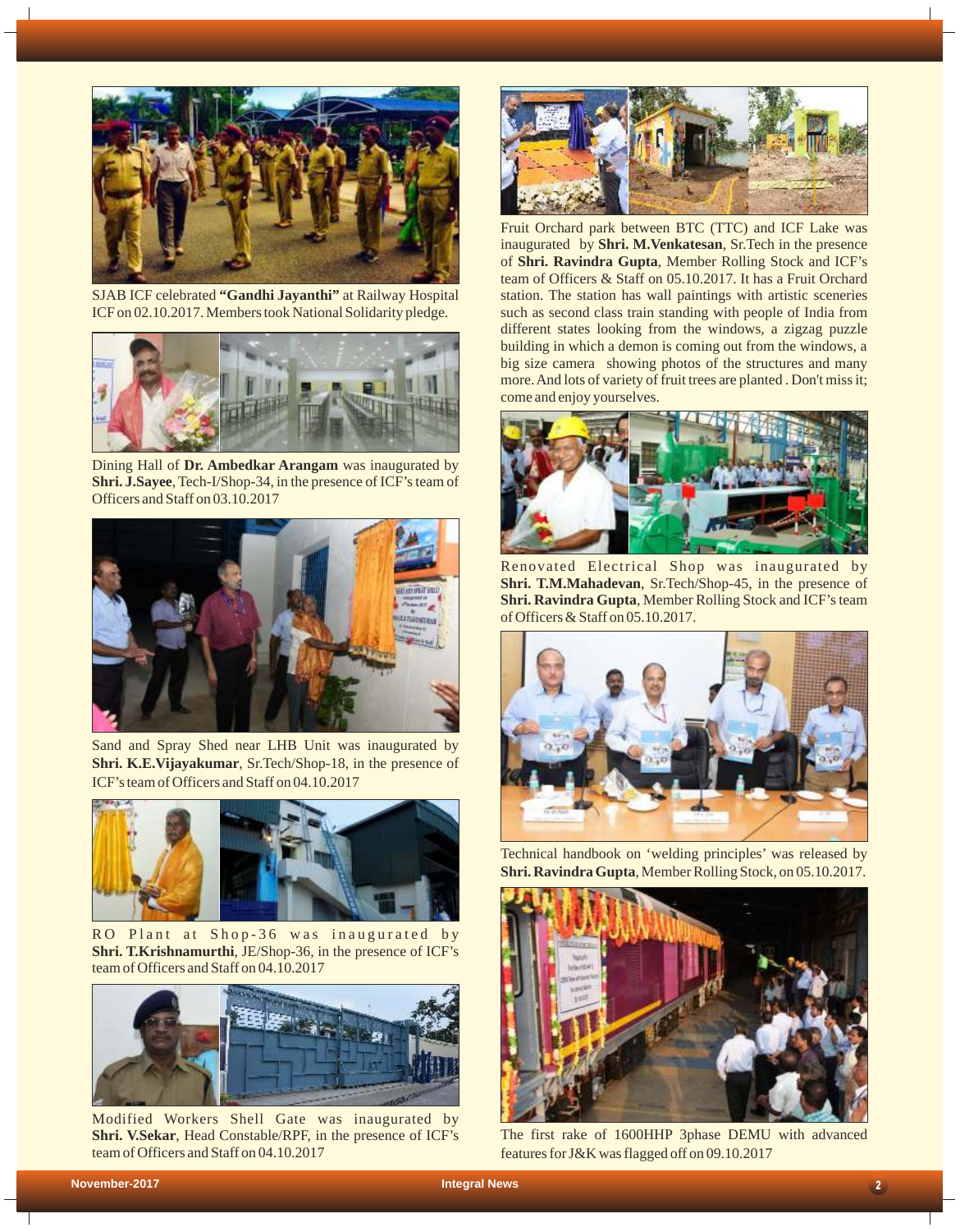SJAB ICF celebrated **"Gandhi Jayanthi"** at Railway Hospital ICF on 02.10.2017. Members took National Solidarity pledge.

Dining Hall of **Dr. Ambedkar Arangam** was inaugurated by **Shri. J.Sayee**, Tech-I/Shop-34, in the presence of ICF's team of Officers and Staff on 03.10.2017

Sand and Spray Shed near LHB Unit was inaugurated by **Shri. K.E.Vijayakumar**, Sr.Tech/Shop-18, in the presence of ICF's team of Officers and Staff on 04.10.2017

RO Plant at Shop-36 was inaugurated by **Shri. T.Krishnamurthi**, JE/Shop-36, in the presence of ICF's team of Officers and Staff on 04.10.2017

Modified Workers Shell Gate was inaugurated by **Shri. V.Sekar**, Head Constable/RPF, in the presence of ICF's team of Officers and Staff on 04.10.2017

Fruit Orchard park between BTC (TTC) and ICF Lake was inaugurated by **Shri. M.Venkatesan**, Sr.Tech in the presence of **Shri. Ravindra Gupta**, Member Rolling Stock and ICF's team of Officers & Staff on 05.10.2017. It has a Fruit Orchard station. The station has wall paintings with artistic sceneries such as second class train standing with people of India from different states looking from the windows, a zigzag puzzle building in which a demon is coming out from the windows, a big size camera showing photos of the structures and many more. And lots of variety of fruit trees are planted . Don't miss it; come and enjoy yourselves.

Renovated Electrical Shop was inaugurated by **Shri. T.M.Mahadevan**, Sr.Tech/Shop-45, in the presence of **Shri. Ravindra Gupta**, Member Rolling Stock and ICF's team of Officers & Staff on 05.10.2017.

Technical handbook on 'welding principles' was released by **Shri. Ravindra Gupta**, Member Rolling Stock, on 05.10.2017.

The first rake of 1600HHP 3phase DEMU with advanced features for J&K was flagged off on 09.10.2017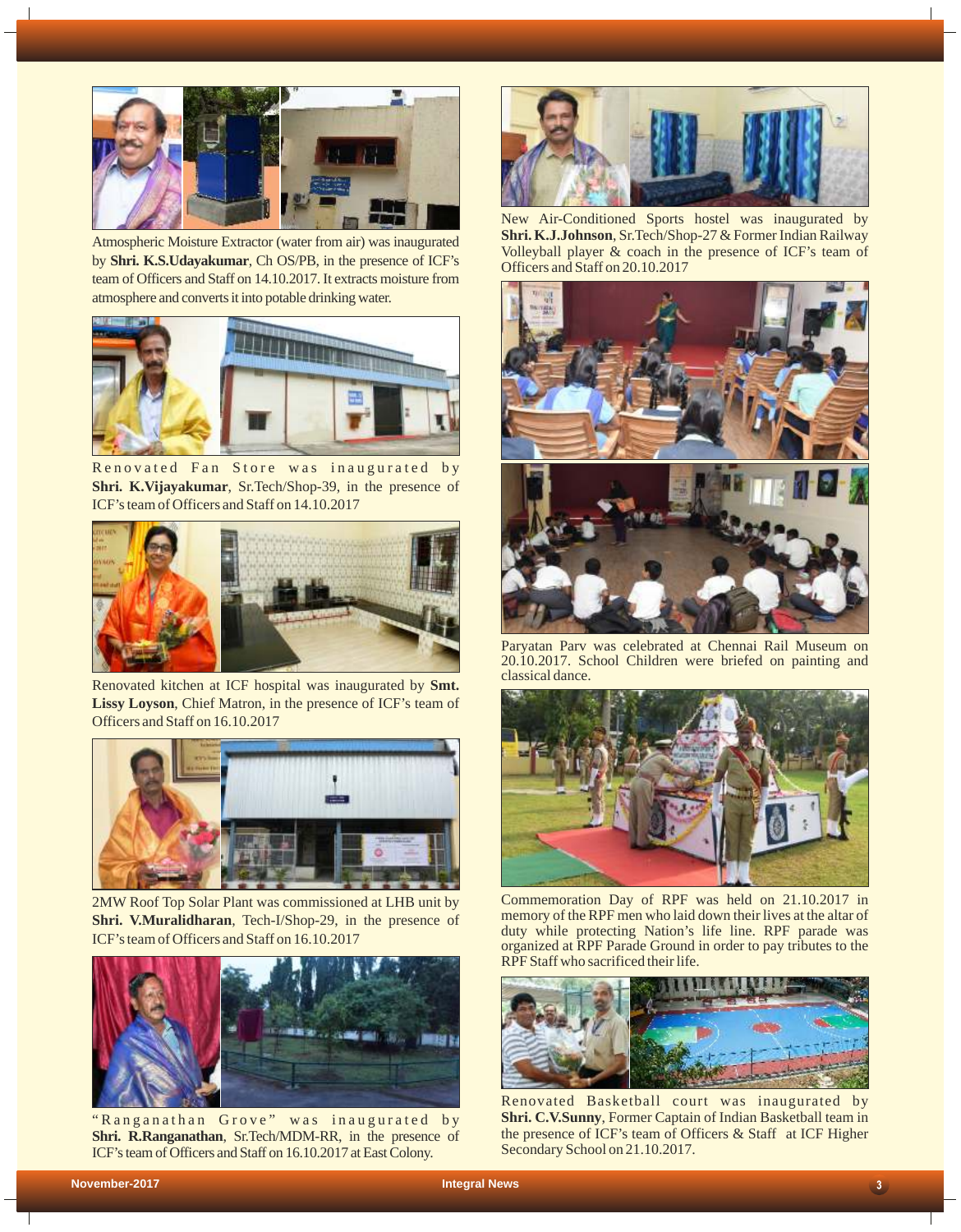Atmospheric Moisture Extractor (water from air) was inaugurated by **Shri. K.S.Udayakumar**, Ch OS/PB, in the presence of ICF's team of Officers and Staff on 14.10.2017. It extracts moisture from atmosphere and converts it into potable drinking water.

Renovated Fan Store was inaugurated by **Shri. K.Vijayakumar**, Sr.Tech/Shop-39, in the presence of ICF's team of Officers and Staff on 14.10.2017

Renovated kitchen at ICF hospital was inaugurated by **Smt. Lissy Loyson**, Chief Matron, in the presence of ICF's team of Officers and Staff on 16.10.2017

2MW Roof Top Solar Plant was commissioned at LHB unit by **Shri. V.Muralidharan**, Tech-I/Shop-29, in the presence of ICF's team of Officers and Staff on 16.10.2017

"Ranganathan Grove" was inaugurated by **Shri. R.Ranganathan**, Sr.Tech/MDM-RR, in the presence of ICF's team of Officers and Staff on 16.10.2017 at East Colony.

New Air-Conditioned Sports hostel was inaugurated by **Shri. K.J.Johnson**, Sr.Tech/Shop-27 & Former Indian Railway Volleyball player & coach in the presence of ICF's team of Officers and Staff on 20.10.2017

Paryatan Parv was celebrated at Chennai Rail Museum on 20.10.2017. School Children were briefed on painting and classical dance.

Commemoration Day of RPF was held on 21.10.2017 in memory of the RPF men who laid down their lives at the altar of duty while protecting Nation's life line. RPF parade was organized at RPF Parade Ground in order to pay tributes to the RPF Staff who sacrificed their life.

Renovated Basketball court was inaugurated by **Shri. C.V.Sunny**, Former Captain of Indian Basketball team in the presence of ICF's team of Officers & Staff at ICF Higher Secondary School on 21.10.2017.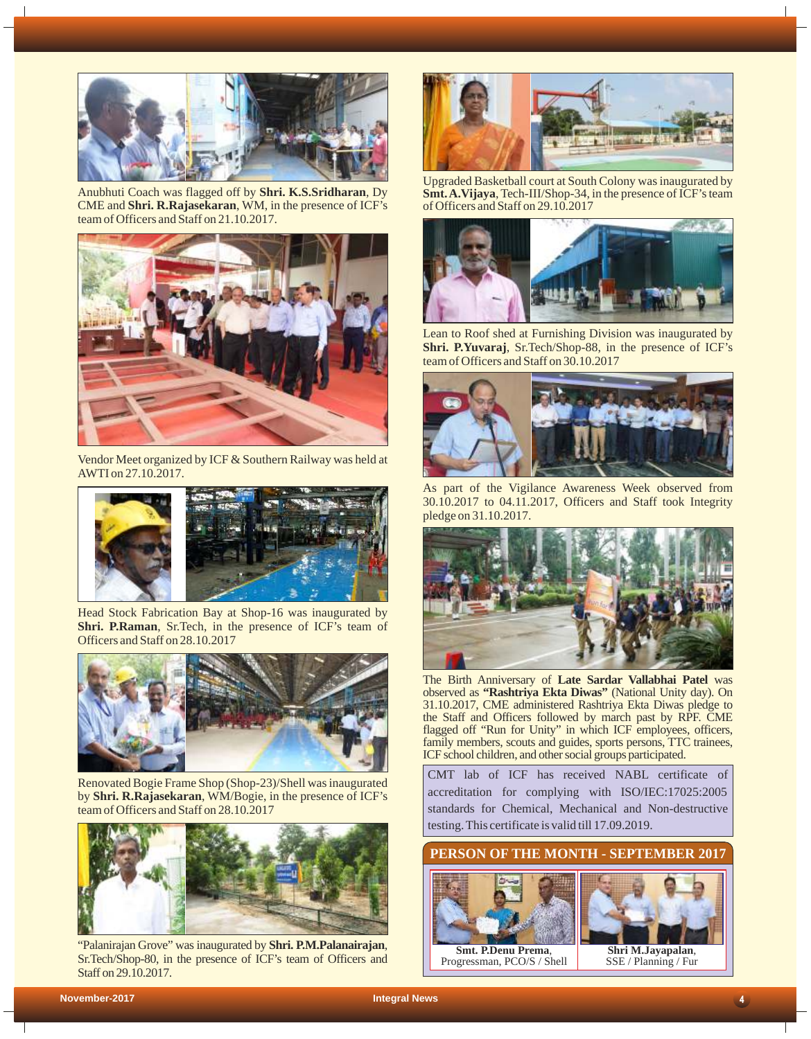Anubhuti Coach was flagged off by **Shri. K.S.Sridharan**, Dy CME and **Shri. R.Rajasekaran**, WM, in the presence of ICF's team of Officers and Staff on 21.10.2017.

Vendor Meet organized by ICF & Southern Railway was held at AWTI on 27.10.2017.

Head Stock Fabrication Bay at Shop-16 was inaugurated by **Shri. P.Raman**, Sr.Tech, in the presence of ICF's team of Officers and Staff on 28.10.2017

Renovated Bogie Frame Shop (Shop-23)/Shell was inaugurated by **Shri. R.Rajasekaran**, WM/Bogie, in the presence of ICF's team of Officers and Staff on 28.10.2017

"Palanirajan Grove" was inaugurated by **Shri. P.M.Palanairajan**, Sr.Tech/Shop-80, in the presence of ICF's team of Officers and Staff on 29.10.2017.

Upgraded Basketball court at South Colony was inaugurated by **Smt. A.Vijaya**, Tech-III/Shop-34, in the presence of ICF's team of Officers and Staff on 29.10.2017

Lean to Roof shed at Furnishing Division was inaugurated by **Shri. P.Yuvaraj**, Sr.Tech/Shop-88, in the presence of ICF's team of Officers and Staff on 30.10.2017

As part of the Vigilance Awareness Week observed from 30.10.2017 to 04.11.2017, Officers and Staff took Integrity pledge on 31.10.2017.

The Birth Anniversary of **Late Sardar Vallabhai Patel** was observed as **"Rashtriya Ekta Diwas"** (National Unity day). On 31.10.2017, CME administered Rashtriya Ekta Diwas pledge to the Staff and Officers followed by march past by RPF. CME flagged off "Run for Unity" in which ICF employees, officers, family members, scouts and guides, sports persons, TTC trainees, ICF school children, and other social groups participated.

CMT lab of ICF has received NABL certificate of accreditation for complying with ISO/IEC:17025:2005 standards for Chemical, Mechanical and Non-destructive testing. This certificate is valid till 17.09.2019.

## PERSON OF THE MONTH - SEPTEMBER 2017

**Smt. P.Denu Prema**, Progressman, PCO/S / Shell

**Shri M.Jayapalan**, SSE / Planning / Fur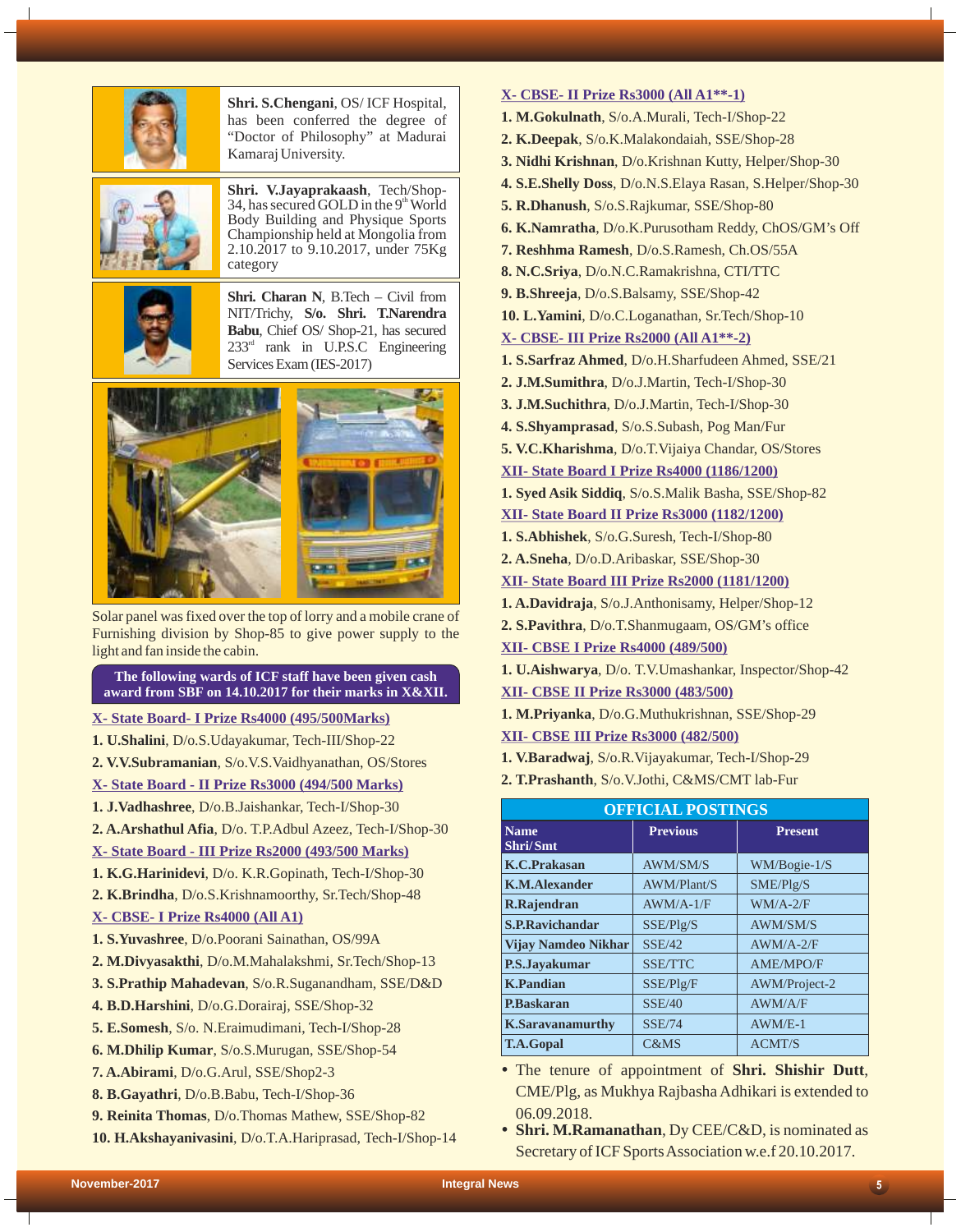**Shri. S.Chengani**, OS/ ICF Hospital, has been conferred the degree of "Doctor of Philosophy" at Madurai Kamaraj University.

**Shri. V.Jayaprakaash**, Tech/Shop-34, has secured GOLD in the 9th World Body Building and Physique Sports Championship held at Mongolia from 2.10.2017 to 9.10.2017, under 75Kg category

**Shri. Charan N**, B.Tech – Civil from NIT/Trichy, **S/o. Shri. T.Narendra Babu**, Chief OS/ Shop-21, has secured 233rd rank in U.P.S.C Engineering Services Exam (IES-2017)

Solar panel was fixed over the top of lorry and a mobile crane of Furnishing division by Shop-85 to give power supply to the light and fan inside the cabin.

**The following wards of ICF staff have been given cash award from SBF on 14.10.2017 for their marks in X&XII.**

**X- State Board- I Prize Rs4000 (495/500Marks)**

1. **U.Shalini**, D/o.S.Udayakumar, Tech-III/Shop-22
2. **V.V.Subramanian**, S/o.V.S.Vaidhyanathan, OS/Stores

**X- State Board - II Prize Rs3000 (494/500 Marks)**

1. **J.Vadhashree**, D/o.B.Jaishankar, Tech-I/Shop-30
2. **A.Arshathul Afia**, D/o. T.P.Adbul Azeez, Tech-I/Shop-30

**X- State Board - III Prize Rs2000 (493/500 Marks)**

1. **K.G.Harinidevi**, D/o. K.R.Gopinath, Tech-I/Shop-30
2. **K.Brindha**, D/o.S.Krishnamoorthy, Sr.Tech/Shop-48

**X- CBSE- I Prize Rs4000 (All A1)**

1. **S.Yuvashree**, D/o.Poorani Sainathan, OS/99A
2. **M.Divyasakthi**, D/o.M.Mahalakshmi, Sr.Tech/Shop-13
3. **S.Prathip Mahadevan**, S/o.R.Suganandham, SSE/D&D
4. **B.D.Harshini**, D/o.G.Dorairaj, SSE/Shop-32
5. **E.Somesh**, S/o. N.Eraimudimani, Tech-I/Shop-28
6. **M.Dhilip Kumar**, S/o.S.Murugan, SSE/Shop-54
7. **A.Abirami**, D/o.G.Arul, SSE/Shop2-3
8. **B.Gayathri**, D/o.B.Babu, Tech-I/Shop-36
9. **Reinita Thomas**, D/o.Thomas Mathew, SSE/Shop-82
10. **H.Akshayanivasini**, D/o.T.A.Hariprasad, Tech-I/Shop-14

**X- CBSE- II Prize Rs3000 (All A1**-1)**

1. **M.Gokulnath**, S/o.A.Murali, Tech-I/Shop-22
2. **K.Deepak**, S/o.K.Malakondaiah, SSE/Shop-28
3. **Nidhi Krishnan**, D/o.Krishnan Kutty, Helper/Shop-30
4. **S.E.Shelly Doss**, D/o.N.S.Elaya Rasan, S.Helper/Shop-30
5. **R.Dhanush**, S/o.S.Rajkumar, SSE/Shop-80
6. **K.Namratha**, D/o.K.Purusotham Reddy, ChOS/GM's Off
7. **Reshhma Ramesh**, D/o.S.Ramesh, Ch.OS/55A
8. **N.C.Sriya**, D/o.N.C.Ramakrishna, CTI/TTC
9. **B.Shreeja**, D/o.S.Balsamy, SSE/Shop-42
10. **L.Yamini**, D/o.C.Loganathan, Sr.Tech/Shop-10

**X- CBSE- III Prize Rs2000 (All A1**-2)**

1. **S.Sarfraz Ahmed**, D/o.H.Sharfudeen Ahmed, SSE/21
2. **J.M.Sumithra**, D/o.J.Martin, Tech-I/Shop-30
3. **J.M.Suchithra**, D/o.J.Martin, Tech-I/Shop-30
4. **S.Shyamprasad**, S/o.S.Subash, Pog Man/Fur
5. **V.C.Kharishma**, D/o.T.Vijaiya Chandar, OS/Stores

**XII- State Board I Prize Rs4000 (1186/1200)**

1. **Syed Asik Siddiq**, S/o.S.Malik Basha, SSE/Shop-82

**XII- State Board II Prize Rs3000 (1182/1200)**

1. **S.Abhishek**, S/o.G.Suresh, Tech-I/Shop-80
2. **A.Sneha**, D/o.D.Aribaskar, SSE/Shop-30

**XII- State Board III Prize Rs2000 (1181/1200)**

1. **A.Davidraja**, S/o.J.Anthonisamy, Helper/Shop-12
2. **S.Pavithra**, D/o.T.Shanmugaam, OS/GM's office

**XII- CBSE I Prize Rs4000 (489/500)**

1. **U.Aishwarya**, D/o. T.V.Umashankar, Inspector/Shop-42

**XII- CBSE II Prize Rs3000 (483/500)**

1. **M.Priyanka**, D/o.G.Muthukrishnan, SSE/Shop-29

**XII- CBSE III Prize Rs3000 (482/500)**

1. **V.Baradwaj**, S/o.R.Vijayakumar, Tech-I/Shop-29
2. **T.Prashanth**, S/o.V.Jothi, C&MS/CMT lab-Fur

## OFFICIAL POSTINGS

| Name Shri/Smt | Previous | Present |
|---|---|---|
| K.C.Prakasan | AWM/SM/S | WM/Bogie-1/S |
| K.M.Alexander | AWM/Plant/S | SME/Plg/S |
| R.Rajendran | AWM/A-1/F | WM/A-2/F |
| S.P.Ravichandar | SSE/Plg/S | AWM/SM/S |
| Vijay Namdeo Nikhar | SSE/42 | AWM/A-2/F |
| P.S.Jayakumar | SSE/TTC | AME/MPO/F |
| K.Pandian | SSE/Plg/F | AWM/Project-2 |
| P.Baskaran | SSE/40 | AWM/A/F |
| K.Saravanamurthy | SSE/74 | AWM/E-1 |
| T.A.Gopal | C&MS | ACMT/S |

- The tenure of appointment of **Shri. Shishir Dutt**, CME/Plg, as Mukhya Rajbasha Adhikari is extended to 06.09.2018.
- **Shri. M.Ramanathan**, Dy CEE/C&D, is nominated as Secretary of ICF Sports Association w.e.f 20.10.2017.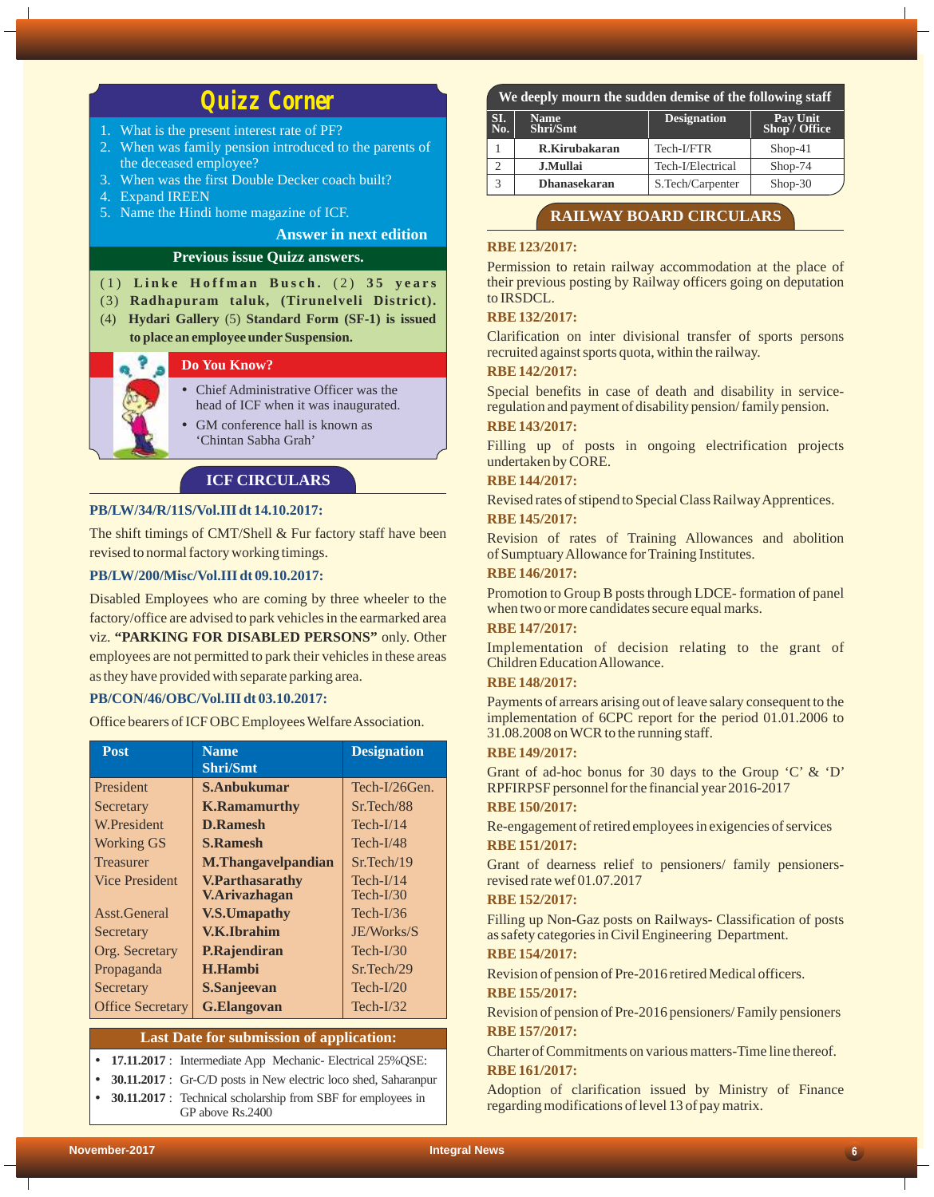## Quizz Corner

1. What is the present interest rate of PF?
2. When was family pension introduced to the parents of the deceased employee?
3. When was the first Double Decker coach built?
4. Expand IREEN
5. Name the Hindi home magazine of ICF.

**Answer in next edition**

**Previous issue Quizz answers.**

(1) **Linke Hoffman Busch.** (2) **35 years** (3) **Radhapuram taluk, (Tirunelveli District).** (4) **Hydari Gallery** (5) **Standard Form (SF-1) is issued to place an employee under Suspension.**

**Do You Know?**

- Chief Administrative Officer was the head of ICF when it was inaugurated.
- GM conference hall is known as 'Chintan Sabha Grah'

## ICF CIRCULARS

**PB/LW/34/R/11S/Vol.III dt 14.10.2017:**

The shift timings of CMT/Shell & Fur factory staff have been revised to normal factory working timings.

**PB/LW/200/Misc/Vol.III dt 09.10.2017:**

Disabled Employees who are coming by three wheeler to the factory/office are advised to park vehicles in the earmarked area viz. **"PARKING FOR DISABLED PERSONS"** only. Other employees are not permitted to park their vehicles in these areas as they have provided with separate parking area.

**PB/CON/46/OBC/Vol.III dt 03.10.2017:**

Office bearers of ICF OBC Employees Welfare Association.

| Post | Name Shri/Smt | Designation |
|---|---|---|
| President | **S.Anbukumar** | Tech-I/26Gen. |
| Secretary | **K.Ramamurthy** | Sr.Tech/88 |
| W.President | **D.Ramesh** | Tech-I/14 |
| Working GS | **S.Ramesh** | Tech-I/48 |
| Treasurer | **M.Thangavelpandian** | Sr.Tech/19 |
| Vice President | **V.Parthasarathy** | Tech-I/14 |
| | **V.Arivazhagan** | Tech-I/30 |
| Asst.General | **V.S.Umapathy** | Tech-I/36 |
| Secretary | **V.K.Ibrahim** | JE/Works/S |
| Org. Secretary | **P.Rajendiran** | Tech-I/30 |
| Propaganda | **H.Hambi** | Sr.Tech/29 |
| Secretary | **S.Sanjeevan** | Tech-I/20 |
| Office Secretary | **G.Elangovan** | Tech-I/32 |

**Last Date for submission of application:**

- **17.11.2017** : Intermediate App Mechanic- Electrical 25%QSE:
- **30.11.2017** : Gr-C/D posts in New electric loco shed, Saharanpur
- **30.11.2017** : Technical scholarship from SBF for employees in GP above Rs.2400

**We deeply mourn the sudden demise of the following staff**

| Sl. No. | Name Shri/Smt | Designation | Pay Unit Shop / Office |
|---|---|---|---|
| 1 | **R.Kirubakaran** | Tech-I/FTR | Shop-41 |
| 2 | **J.Mullai** | Tech-I/Electrical | Shop-74 |
| 3 | **Dhanasekaran** | S.Tech/Carpenter | Shop-30 |

## RAILWAY BOARD CIRCULARS

**RBE 123/2017:**

Permission to retain railway accommodation at the place of their previous posting by Railway officers going on deputation to IRSDCL.

**RBE 132/2017:**

Clarification on inter divisional transfer of sports persons recruited against sports quota, within the railway.

**RBE 142/2017:**

Special benefits in case of death and disability in service-regulation and payment of disability pension/ family pension.

**RBE 143/2017:**

Filling up of posts in ongoing electrification projects undertaken by CORE.

**RBE 144/2017:**

Revised rates of stipend to Special Class Railway Apprentices.

**RBE 145/2017:**

Revision of rates of Training Allowances and abolition of Sumptuary Allowance for Training Institutes.

**RBE 146/2017:**

Promotion to Group B posts through LDCE- formation of panel when two or more candidates secure equal marks.

**RBE 147/2017:**

Implementation of decision relating to the grant of Children Education Allowance.

**RBE 148/2017:**

Payments of arrears arising out of leave salary consequent to the implementation of 6CPC report for the period 01.01.2006 to 31.08.2008 on WCR to the running staff.

**RBE 149/2017:**

Grant of ad-hoc bonus for 30 days to the Group 'C' & 'D' RPFIRPSF personnel for the financial year 2016-2017

**RBE 150/2017:**

Re-engagement of retired employees in exigencies of services

**RBE 151/2017:**

Grant of dearness relief to pensioners/ family pensioners-revised rate wef 01.07.2017

**RBE 152/2017:**

Filling up Non-Gaz posts on Railways- Classification of posts as safety categories in Civil Engineering Department.

**RBE 154/2017:**

Revision of pension of Pre-2016 retired Medical officers.

**RBE 155/2017:**

Revision of pension of Pre-2016 pensioners/ Family pensioners

**RBE 157/2017:**

Charter of Commitments on various matters-Time line thereof.

**RBE 161/2017:**

Adoption of clarification issued by Ministry of Finance regarding modifications of level 13 of pay matrix.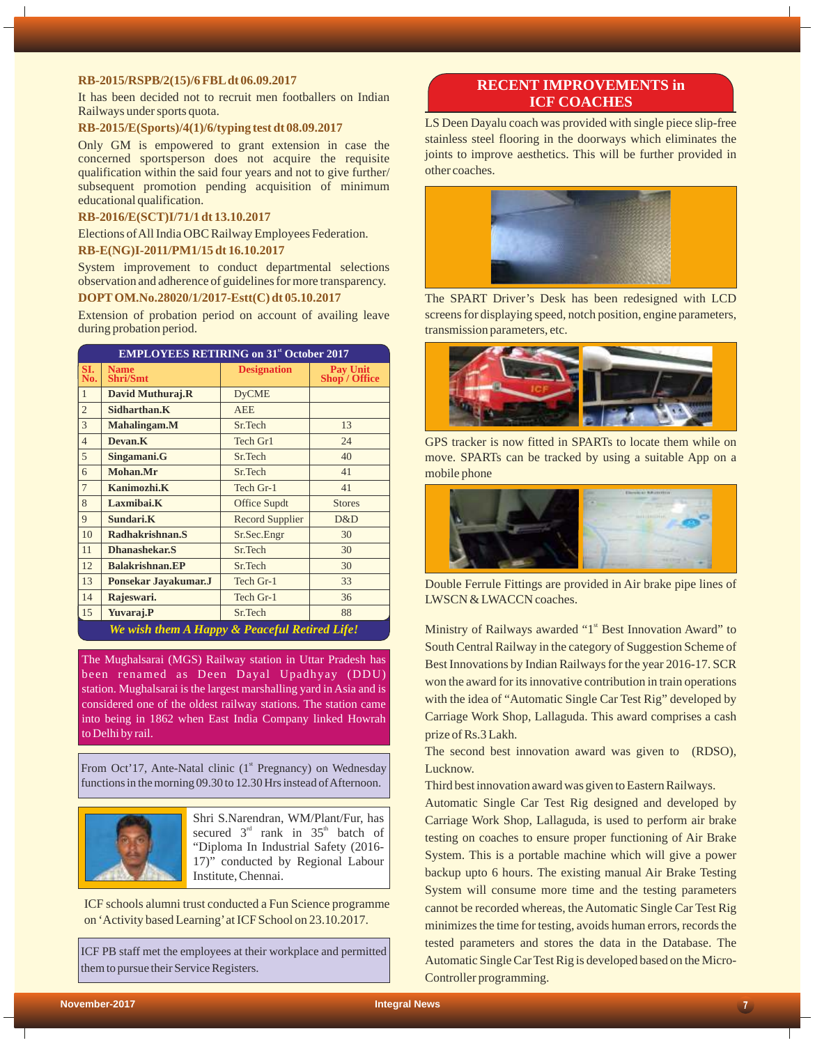**RB-2015/RSPB/2(15)/6 FBL dt 06.09.2017**

It has been decided not to recruit men footballers on Indian Railways under sports quota.

**RB-2015/E(Sports)/4(1)/6/typing test dt 08.09.2017**

Only GM is empowered to grant extension in case the concerned sportsperson does not acquire the requisite qualification within the said four years and not to give further/ subsequent promotion pending acquisition of minimum educational qualification.

**RB-2016/E(SCT)I/71/1 dt 13.10.2017**

Elections of All India OBC Railway Employees Federation.

**RB-E(NG)I-2011/PM1/15 dt 16.10.2017**

System improvement to conduct departmental selections observation and adherence of guidelines for more transparency.

**DOPT OM.No.28020/1/2017-Estt(C) dt 05.10.2017**

Extension of probation period on account of availing leave during probation period.

**EMPLOYEES RETIRING on 31st October 2017**

| Sl. No. | Name Shri/Smt | Designation | Pay Unit Shop / Office |
|---|---|---|---|
| 1 | David Muthuraj.R | DyCME | |
| 2 | Sidharthan.K | AEE | |
| 3 | Mahalingam.M | Sr.Tech | 13 |
| 4 | Devan.K | Tech Gr1 | 24 |
| 5 | Singamani.G | Sr.Tech | 40 |
| 6 | Mohan.Mr | Sr.Tech | 41 |
| 7 | Kanimozhi.K | Tech Gr-1 | 41 |
| 8 | Laxmibai.K | Office Supdt | Stores |
| 9 | Sundari.K | Record Supplier | D&D |
| 10 | Radhakrishnan.S | Sr.Sec.Engr | 30 |
| 11 | Dhanashekar.S | Sr.Tech | 30 |
| 12 | Balakrishnan.EP | Sr.Tech | 30 |
| 13 | Ponsekar Jayakumar.J | Tech Gr-1 | 33 |
| 14 | Rajeswari. | Tech Gr-1 | 36 |
| 15 | Yuvaraj.P | Sr.Tech | 88 |

***We wish them A Happy & Peaceful Retired Life!***

The Mughalsarai (MGS) Railway station in Uttar Pradesh has been renamed as Deen Dayal Upadhyay (DDU) station. Mughalsarai is the largest marshalling yard in Asia and is considered one of the oldest railway stations. The station came into being in 1862 when East India Company linked Howrah to Delhi by rail.

From Oct'17, Ante-Natal clinic (1st Pregnancy) on Wednesday functions in the morning 09.30 to 12.30 Hrs instead of Afternoon.

Shri S.Narendran, WM/Plant/Fur, has secured 3rd rank in 35th batch of "Diploma In Industrial Safety (2016-17)" conducted by Regional Labour Institute, Chennai.

ICF schools alumni trust conducted a Fun Science programme on 'Activity based Learning' at ICF School on 23.10.2017.

ICF PB staff met the employees at their workplace and permitted them to pursue their Service Registers.

## RECENT IMPROVEMENTS in ICF COACHES

LS Deen Dayalu coach was provided with single piece slip-free stainless steel flooring in the doorways which eliminates the joints to improve aesthetics. This will be further provided in other coaches.

The SPART Driver's Desk has been redesigned with LCD screens for displaying speed, notch position, engine parameters, transmission parameters, etc.

GPS tracker is now fitted in SPARTs to locate them while on move. SPARTs can be tracked by using a suitable App on a mobile phone

Double Ferrule Fittings are provided in Air brake pipe lines of LWSCN & LWACCN coaches.

Ministry of Railways awarded "1st Best Innovation Award" to South Central Railway in the category of Suggestion Scheme of Best Innovations by Indian Railways for the year 2016-17. SCR won the award for its innovative contribution in train operations with the idea of "Automatic Single Car Test Rig" developed by Carriage Work Shop, Lallaguda. This award comprises a cash prize of Rs.3 Lakh.

The second best innovation award was given to (RDSO), Lucknow.

Third best innovation award was given to Eastern Railways.

Automatic Single Car Test Rig designed and developed by Carriage Work Shop, Lallaguda, is used to perform air brake testing on coaches to ensure proper functioning of Air Brake System. This is a portable machine which will give a power backup upto 6 hours. The existing manual Air Brake Testing System will consume more time and the testing parameters cannot be recorded whereas, the Automatic Single Car Test Rig minimizes the time for testing, avoids human errors, records the tested parameters and stores the data in the Database. The Automatic Single Car Test Rig is developed based on the Micro-Controller programming.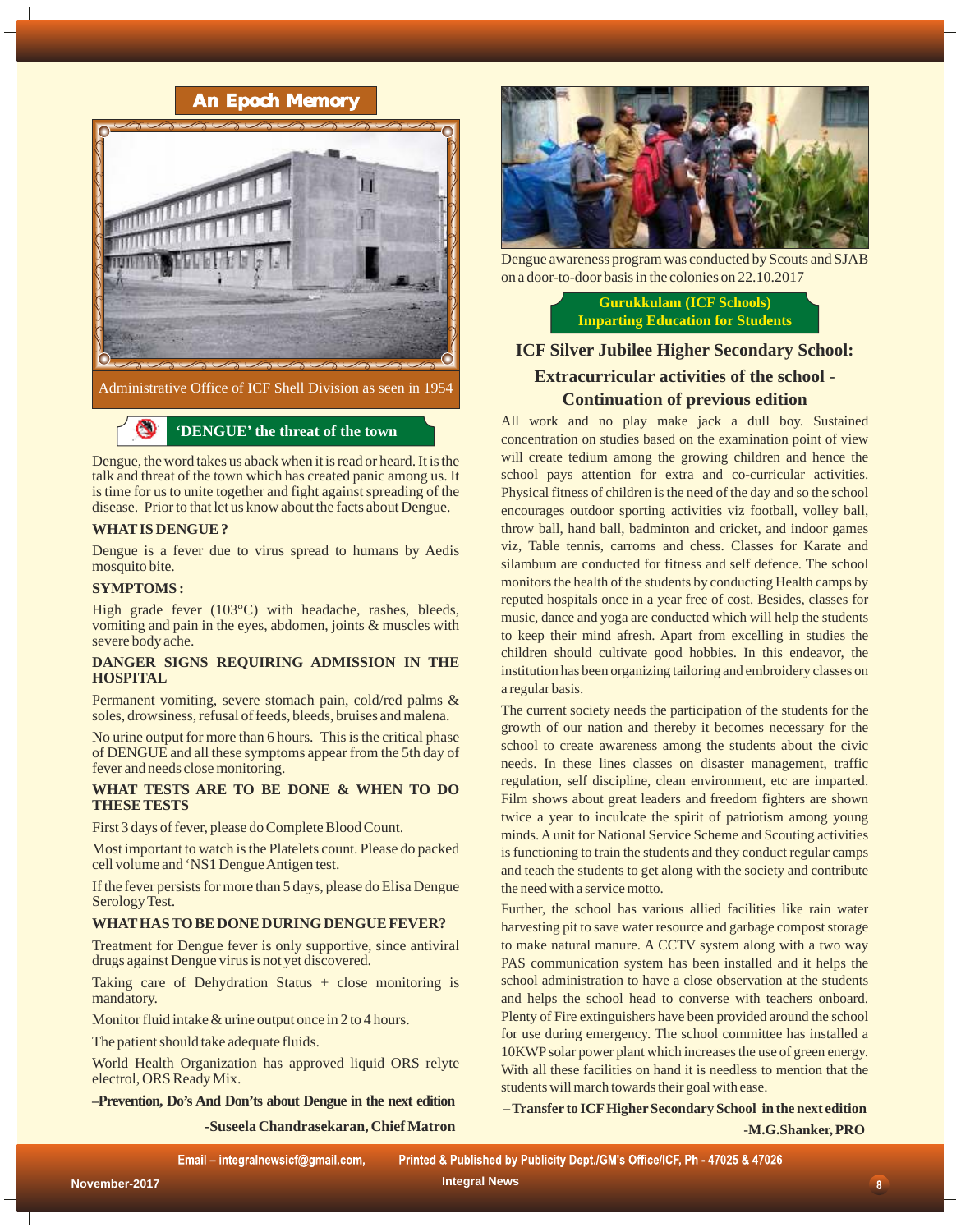## An Epoch Memory

Administrative Office of ICF Shell Division as seen in 1954

## 'DENGUE' the threat of the town

Dengue, the word takes us aback when it is read or heard. It is the talk and threat of the town which has created panic among us. It is time for us to unite together and fight against spreading of the disease. Prior to that let us know about the facts about Dengue.

**WHAT IS DENGUE ?**

Dengue is a fever due to virus spread to humans by Aedis mosquito bite.

**SYMPTOMS :**

High grade fever (103°C) with headache, rashes, bleeds, vomiting and pain in the eyes, abdomen, joints & muscles with severe body ache.

**DANGER SIGNS REQUIRING ADMISSION IN THE HOSPITAL**

Permanent vomiting, severe stomach pain, cold/red palms & soles, drowsiness, refusal of feeds, bleeds, bruises and malena.

No urine output for more than 6 hours. This is the critical phase of DENGUE and all these symptoms appear from the 5th day of fever and needs close monitoring.

**WHAT TESTS ARE TO BE DONE & WHEN TO DO THESE TESTS**

First 3 days of fever, please do Complete Blood Count.

Most important to watch is the Platelets count. Please do packed cell volume and 'NS1 Dengue Antigen test.

If the fever persists for more than 5 days, please do Elisa Dengue Serology Test.

**WHAT HAS TO BE DONE DURING DENGUE FEVER?**

Treatment for Dengue fever is only supportive, since antiviral drugs against Dengue virus is not yet discovered.

Taking care of Dehydration Status + close monitoring is mandatory.

Monitor fluid intake & urine output once in 2 to 4 hours.

The patient should take adequate fluids.

World Health Organization has approved liquid ORS relyte electrol, ORS Ready Mix.

**–Prevention, Do's And Don'ts about Dengue in the next edition**

**-Suseela Chandrasekaran, Chief Matron**

Dengue awareness program was conducted by Scouts and SJAB on a door-to-door basis in the colonies on 22.10.2017

**Gurukkulam (ICF Schools)**
**Imparting Education for Students**

## ICF Silver Jubilee Higher Secondary School: Extracurricular activities of the school - Continuation of previous edition

All work and no play make jack a dull boy. Sustained concentration on studies based on the examination point of view will create tedium among the growing children and hence the school pays attention for extra and co-curricular activities. Physical fitness of children is the need of the day and so the school encourages outdoor sporting activities viz football, volley ball, throw ball, hand ball, badminton and cricket, and indoor games viz, Table tennis, carroms and chess. Classes for Karate and silambum are conducted for fitness and self defence. The school monitors the health of the students by conducting Health camps by reputed hospitals once in a year free of cost. Besides, classes for music, dance and yoga are conducted which will help the students to keep their mind afresh. Apart from excelling in studies the children should cultivate good hobbies. In this endeavor, the institution has been organizing tailoring and embroidery classes on a regular basis.

The current society needs the participation of the students for the growth of our nation and thereby it becomes necessary for the school to create awareness among the students about the civic needs. In these lines classes on disaster management, traffic regulation, self discipline, clean environment, etc are imparted. Film shows about great leaders and freedom fighters are shown twice a year to inculcate the spirit of patriotism among young minds. A unit for National Service Scheme and Scouting activities is functioning to train the students and they conduct regular camps and teach the students to get along with the society and contribute the need with a service motto.

Further, the school has various allied facilities like rain water harvesting pit to save water resource and garbage compost storage to make natural manure. A CCTV system along with a two way PAS communication system has been installed and it helps the school administration to have a close observation at the students and helps the school head to converse with teachers onboard. Plenty of Fire extinguishers have been provided around the school for use during emergency. The school committee has installed a 10KWP solar power plant which increases the use of green energy. With all these facilities on hand it is needless to mention that the students will march towards their goal with ease.

**– Transfer to ICF Higher Secondary School in the next edition**

**-M.G.Shanker, PRO**

Email – integralnewsicf@gmail.com, Printed & Published by Publicity Dept./GM's Office/ICF, Ph - 47025 & 47026